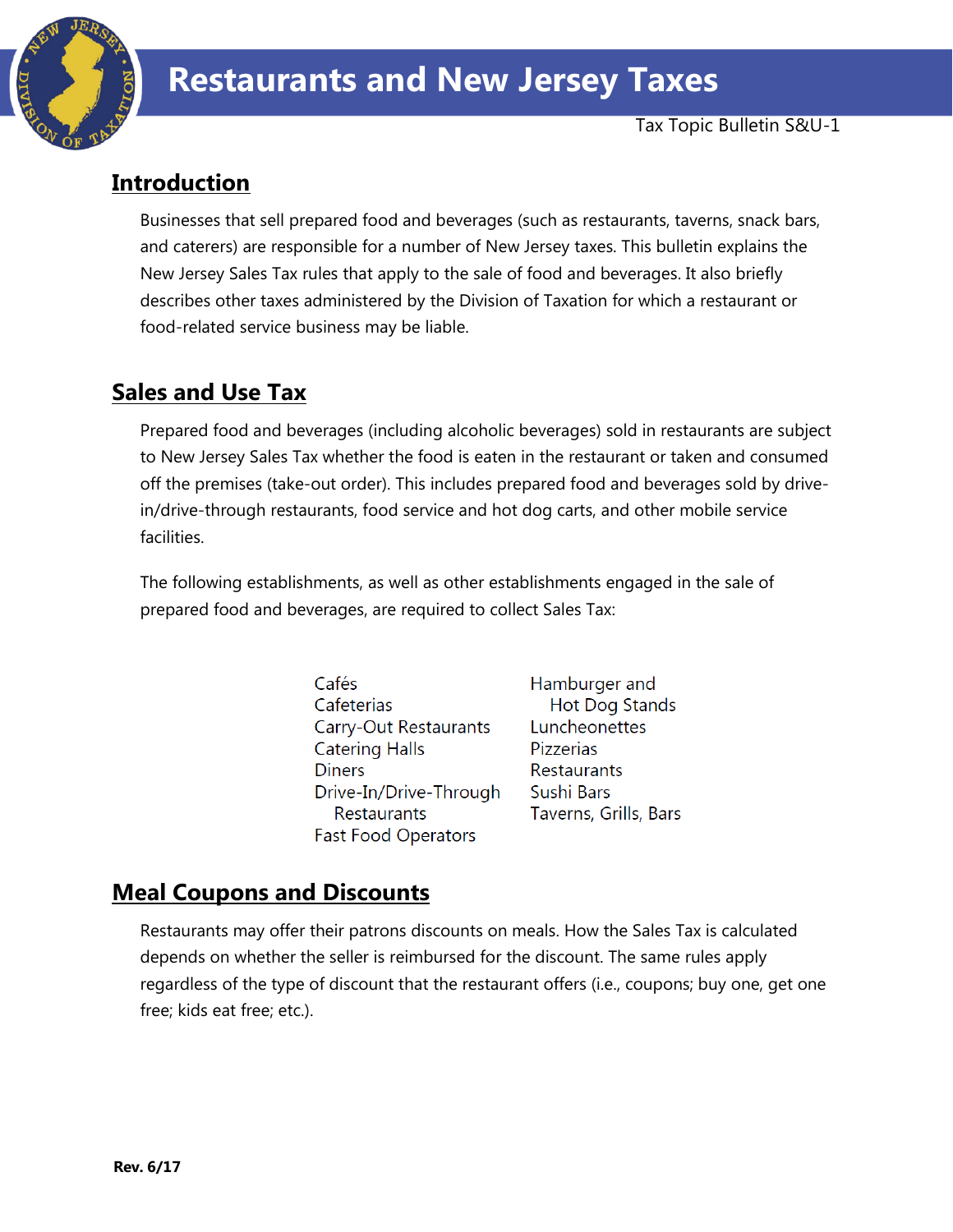# Restaurants and New Jersey Taxes

Tax Topic Bulletin S&U-1

## Introduction

Businesses that sell prepared food and beverages (such as restaurants, taverns, snack bars, and caterers) are responsible for a number of New Jersey taxes. This bulletin explains the New Jersey Sales Tax rules that apply to the sale of food and beverages. It also briefly describes other taxes administered by the Division of Taxation for which a restaurant or food-related service business may be liable.

## Sales and Use Tax

Prepared food and beverages (including alcoholic beverages) sold in restaurants are subject to New Jersey Sales Tax whether the food is eaten in the restaurant or taken and consumed off the premises (take-out order). This includes prepared food and beverages sold by drive-in/drive-through restaurants, food service and hot dog carts, and other mobile service facilities.

The following establishments, as well as other establishments engaged in the sale of prepared food and beverages, are required to collect Sales Tax:

- Cafés
- Cafeterias
- Carry-Out Restaurants
- Catering Halls
- Diners
- Drive-In/Drive-Through Restaurants
- Fast Food Operators
- Hamburger and Hot Dog Stands
- Luncheonettes
- Pizzerias
- Restaurants
- Sushi Bars
- Taverns, Grills, Bars

## Meal Coupons and Discounts

Restaurants may offer their patrons discounts on meals. How the Sales Tax is calculated depends on whether the seller is reimbursed for the discount. The same rules apply regardless of the type of discount that the restaurant offers (i.e., coupons; buy one, get one free; kids eat free; etc.).

**Rev. 6/17**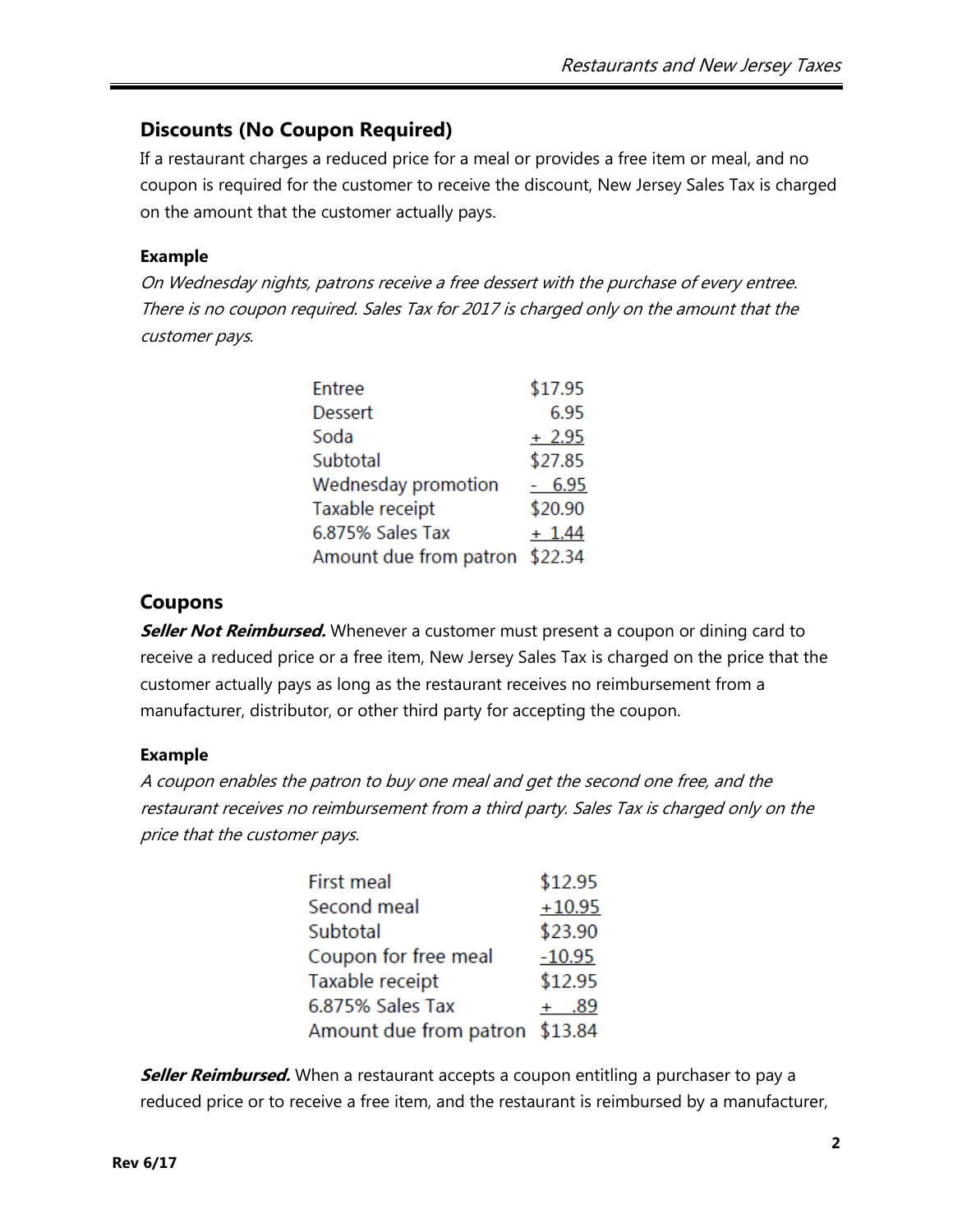## Discounts (No Coupon Required)

If a restaurant charges a reduced price for a meal or provides a free item or meal, and no coupon is required for the customer to receive the discount, New Jersey Sales Tax is charged on the amount that the customer actually pays.

#### Example

*On Wednesday nights, patrons receive a free dessert with the purchase of every entree. There is no coupon required. Sales Tax for 2017 is charged only on the amount that the customer pays.*

| | |
|---|---|
| Entree | $17.95 |
| Dessert | 6.95 |
| Soda | + 2.95 |
| Subtotal | $27.85 |
| Wednesday promotion | - 6.95 |
| Taxable receipt | $20.90 |
| 6.875% Sales Tax | + 1.44 |
| Amount due from patron | $22.34 |

## Coupons

***Seller Not Reimbursed.*** Whenever a customer must present a coupon or dining card to receive a reduced price or a free item, New Jersey Sales Tax is charged on the price that the customer actually pays as long as the restaurant receives no reimbursement from a manufacturer, distributor, or other third party for accepting the coupon.

#### Example

*A coupon enables the patron to buy one meal and get the second one free, and the restaurant receives no reimbursement from a third party. Sales Tax is charged only on the price that the customer pays.*

| | |
|---|---|
| First meal | $12.95 |
| Second meal | +10.95 |
| Subtotal | $23.90 |
| Coupon for free meal | -10.95 |
| Taxable receipt | $12.95 |
| 6.875% Sales Tax | + .89 |
| Amount due from patron | $13.84 |

***Seller Reimbursed.*** When a restaurant accepts a coupon entitling a purchaser to pay a reduced price or to receive a free item, and the restaurant is reimbursed by a manufacturer,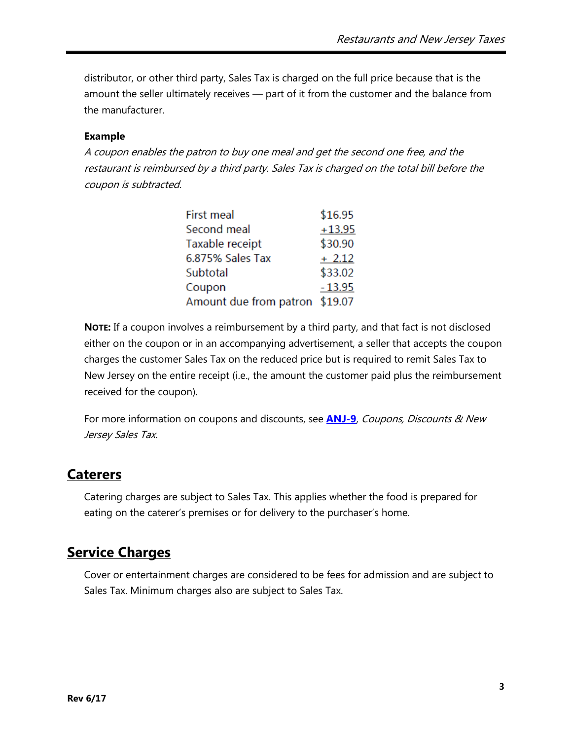distributor, or other third party, Sales Tax is charged on the full price because that is the amount the seller ultimately receives — part of it from the customer and the balance from the manufacturer.

**Example**

*A coupon enables the patron to buy one meal and get the second one free, and the restaurant is reimbursed by a third party. Sales Tax is charged on the total bill before the coupon is subtracted.*

| | |
|---|---|
| First meal | $16.95 |
| Second meal | +13.95 |
| Taxable receipt | $30.90 |
| 6.875% Sales Tax | + 2.12 |
| Subtotal | $33.02 |
| Coupon | - 13.95 |
| Amount due from patron | $19.07 |

**NOTE:** If a coupon involves a reimbursement by a third party, and that fact is not disclosed either on the coupon or in an accompanying advertisement, a seller that accepts the coupon charges the customer Sales Tax on the reduced price but is required to remit Sales Tax to New Jersey on the entire receipt (i.e., the amount the customer paid plus the reimbursement received for the coupon).

For more information on coupons and discounts, see **ANJ-9**, *Coupons, Discounts & New Jersey Sales Tax.*

## Caterers

Catering charges are subject to Sales Tax. This applies whether the food is prepared for eating on the caterer's premises or for delivery to the purchaser's home.

## Service Charges

Cover or entertainment charges are considered to be fees for admission and are subject to Sales Tax. Minimum charges also are subject to Sales Tax.

Rev 6/17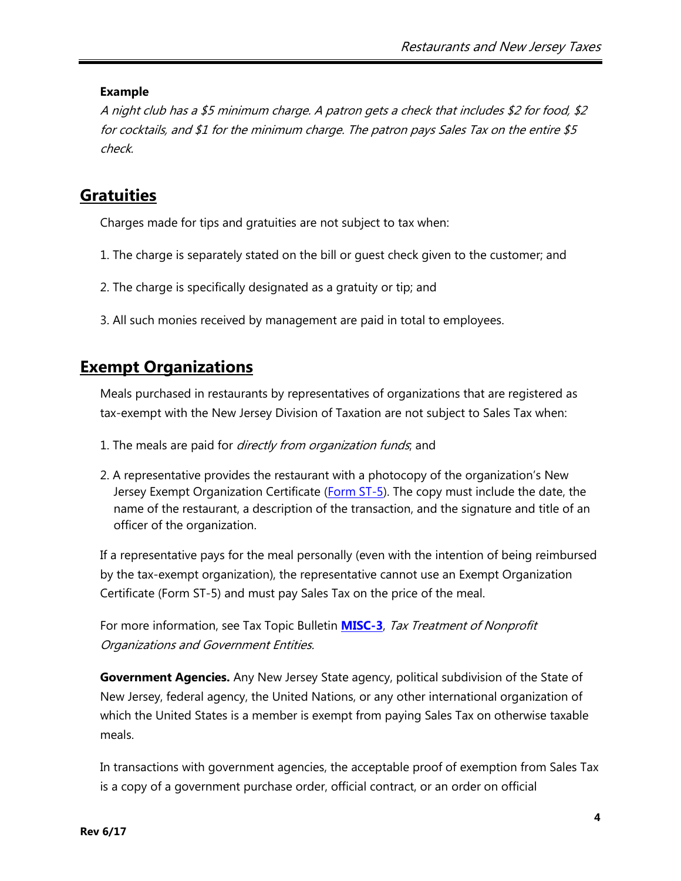**Example**

*A night club has a $5 minimum charge. A patron gets a check that includes $2 for food, $2 for cocktails, and $1 for the minimum charge. The patron pays Sales Tax on the entire $5 check.*

## Gratuities

Charges made for tips and gratuities are not subject to tax when:

1. The charge is separately stated on the bill or guest check given to the customer; and

2. The charge is specifically designated as a gratuity or tip; and

3. All such monies received by management are paid in total to employees.

## Exempt Organizations

Meals purchased in restaurants by representatives of organizations that are registered as tax-exempt with the New Jersey Division of Taxation are not subject to Sales Tax when:

1. The meals are paid for *directly from organization funds*; and

2. A representative provides the restaurant with a photocopy of the organization's New Jersey Exempt Organization Certificate (Form ST-5). The copy must include the date, the name of the restaurant, a description of the transaction, and the signature and title of an officer of the organization.

If a representative pays for the meal personally (even with the intention of being reimbursed by the tax-exempt organization), the representative cannot use an Exempt Organization Certificate (Form ST-5) and must pay Sales Tax on the price of the meal.

For more information, see Tax Topic Bulletin **MISC-3**, *Tax Treatment of Nonprofit Organizations and Government Entities.*

**Government Agencies.** Any New Jersey State agency, political subdivision of the State of New Jersey, federal agency, the United Nations, or any other international organization of which the United States is a member is exempt from paying Sales Tax on otherwise taxable meals.

In transactions with government agencies, the acceptable proof of exemption from Sales Tax is a copy of a government purchase order, official contract, or an order on official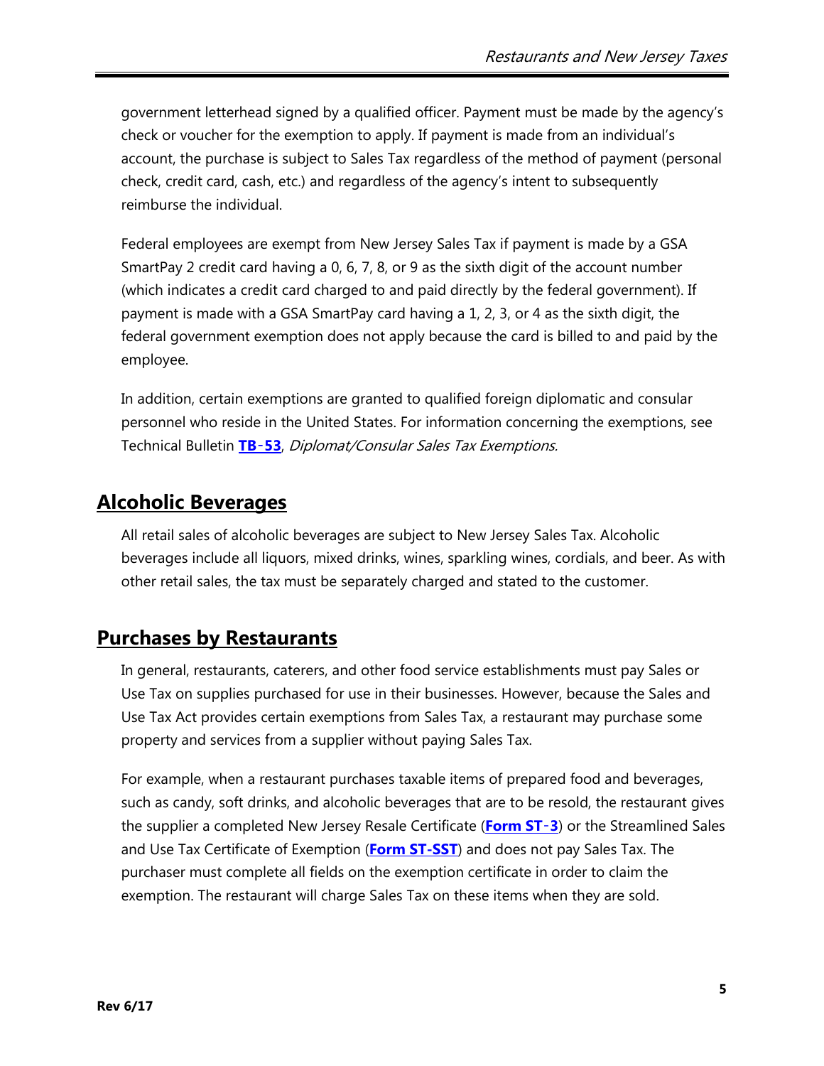government letterhead signed by a qualified officer. Payment must be made by the agency's check or voucher for the exemption to apply. If payment is made from an individual's account, the purchase is subject to Sales Tax regardless of the method of payment (personal check, credit card, cash, etc.) and regardless of the agency's intent to subsequently reimburse the individual.

Federal employees are exempt from New Jersey Sales Tax if payment is made by a GSA SmartPay 2 credit card having a 0, 6, 7, 8, or 9 as the sixth digit of the account number (which indicates a credit card charged to and paid directly by the federal government). If payment is made with a GSA SmartPay card having a 1, 2, 3, or 4 as the sixth digit, the federal government exemption does not apply because the card is billed to and paid by the employee.

In addition, certain exemptions are granted to qualified foreign diplomatic and consular personnel who reside in the United States. For information concerning the exemptions, see Technical Bulletin **TB-53**, *Diplomat/Consular Sales Tax Exemptions.*

## Alcoholic Beverages

All retail sales of alcoholic beverages are subject to New Jersey Sales Tax. Alcoholic beverages include all liquors, mixed drinks, wines, sparkling wines, cordials, and beer. As with other retail sales, the tax must be separately charged and stated to the customer.

## Purchases by Restaurants

In general, restaurants, caterers, and other food service establishments must pay Sales or Use Tax on supplies purchased for use in their businesses. However, because the Sales and Use Tax Act provides certain exemptions from Sales Tax, a restaurant may purchase some property and services from a supplier without paying Sales Tax.

For example, when a restaurant purchases taxable items of prepared food and beverages, such as candy, soft drinks, and alcoholic beverages that are to be resold, the restaurant gives the supplier a completed New Jersey Resale Certificate (**Form ST-3**) or the Streamlined Sales and Use Tax Certificate of Exemption (**Form ST-SST**) and does not pay Sales Tax. The purchaser must complete all fields on the exemption certificate in order to claim the exemption. The restaurant will charge Sales Tax on these items when they are sold.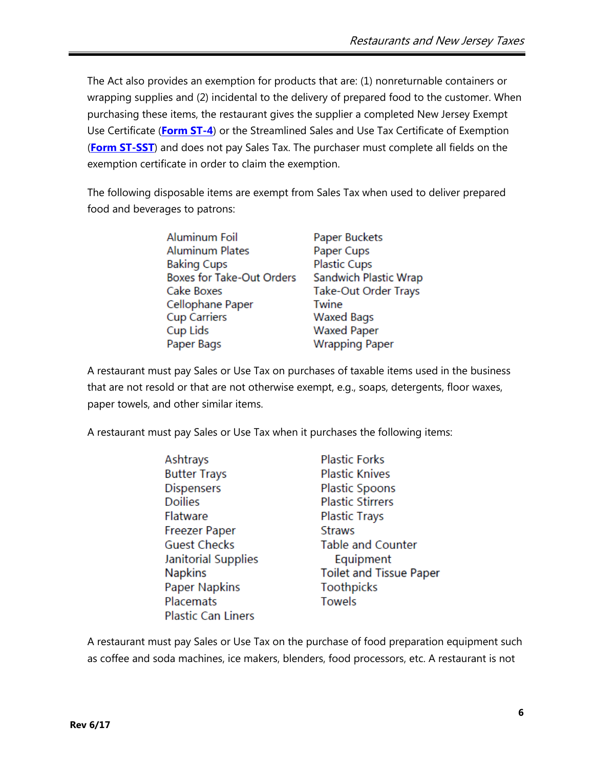The Act also provides an exemption for products that are: (1) nonreturnable containers or wrapping supplies and (2) incidental to the delivery of prepared food to the customer. When purchasing these items, the restaurant gives the supplier a completed New Jersey Exempt Use Certificate (**Form ST-4**) or the Streamlined Sales and Use Tax Certificate of Exemption (**Form ST-SST**) and does not pay Sales Tax. The purchaser must complete all fields on the exemption certificate in order to claim the exemption.

The following disposable items are exempt from Sales Tax when used to deliver prepared food and beverages to patrons:

- Aluminum Foil
- Aluminum Plates
- Baking Cups
- Boxes for Take-Out Orders
- Cake Boxes
- Cellophane Paper
- Cup Carriers
- Cup Lids
- Paper Bags
- Paper Buckets
- Paper Cups
- Plastic Cups
- Sandwich Plastic Wrap
- Take-Out Order Trays
- Twine
- Waxed Bags
- Waxed Paper
- Wrapping Paper

A restaurant must pay Sales or Use Tax on purchases of taxable items used in the business that are not resold or that are not otherwise exempt, e.g., soaps, detergents, floor waxes, paper towels, and other similar items.

A restaurant must pay Sales or Use Tax when it purchases the following items:

- Ashtrays
- Butter Trays
- Dispensers
- Doilies
- Flatware
- Freezer Paper
- Guest Checks
- Janitorial Supplies
- Napkins
- Paper Napkins
- Placemats
- Plastic Can Liners
- Plastic Forks
- Plastic Knives
- Plastic Spoons
- Plastic Stirrers
- Plastic Trays
- Straws
- Table and Counter Equipment
- Toilet and Tissue Paper
- Toothpicks
- Towels

A restaurant must pay Sales or Use Tax on the purchase of food preparation equipment such as coffee and soda machines, ice makers, blenders, food processors, etc. A restaurant is not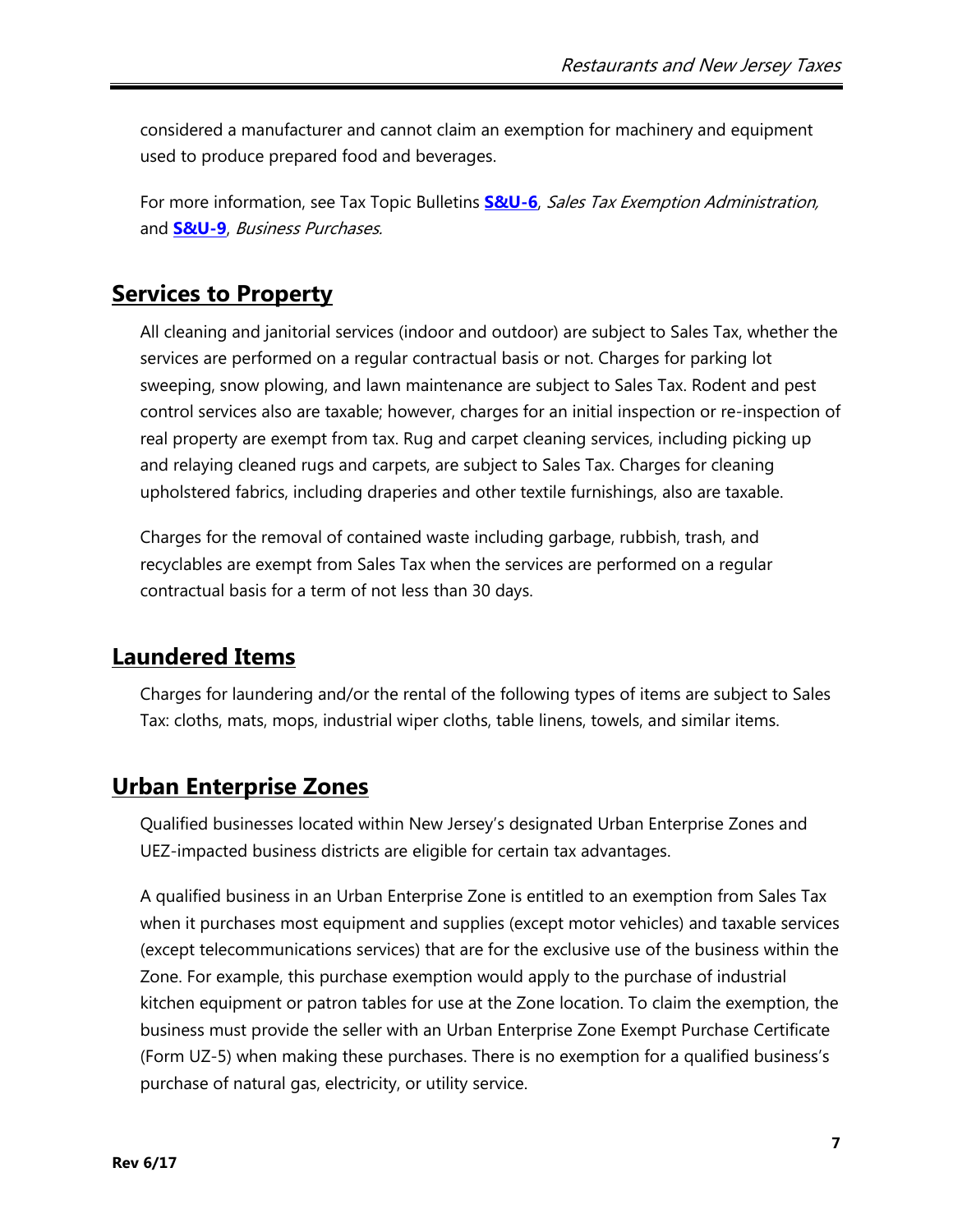considered a manufacturer and cannot claim an exemption for machinery and equipment used to produce prepared food and beverages.

For more information, see Tax Topic Bulletins **S&U-6**, *Sales Tax Exemption Administration,* and **S&U-9**, *Business Purchases.*

## Services to Property

All cleaning and janitorial services (indoor and outdoor) are subject to Sales Tax, whether the services are performed on a regular contractual basis or not. Charges for parking lot sweeping, snow plowing, and lawn maintenance are subject to Sales Tax. Rodent and pest control services also are taxable; however, charges for an initial inspection or re-inspection of real property are exempt from tax. Rug and carpet cleaning services, including picking up and relaying cleaned rugs and carpets, are subject to Sales Tax. Charges for cleaning upholstered fabrics, including draperies and other textile furnishings, also are taxable.

Charges for the removal of contained waste including garbage, rubbish, trash, and recyclables are exempt from Sales Tax when the services are performed on a regular contractual basis for a term of not less than 30 days.

## Laundered Items

Charges for laundering and/or the rental of the following types of items are subject to Sales Tax: cloths, mats, mops, industrial wiper cloths, table linens, towels, and similar items.

## Urban Enterprise Zones

Qualified businesses located within New Jersey's designated Urban Enterprise Zones and UEZ-impacted business districts are eligible for certain tax advantages.

A qualified business in an Urban Enterprise Zone is entitled to an exemption from Sales Tax when it purchases most equipment and supplies (except motor vehicles) and taxable services (except telecommunications services) that are for the exclusive use of the business within the Zone. For example, this purchase exemption would apply to the purchase of industrial kitchen equipment or patron tables for use at the Zone location. To claim the exemption, the business must provide the seller with an Urban Enterprise Zone Exempt Purchase Certificate (Form UZ-5) when making these purchases. There is no exemption for a qualified business's purchase of natural gas, electricity, or utility service.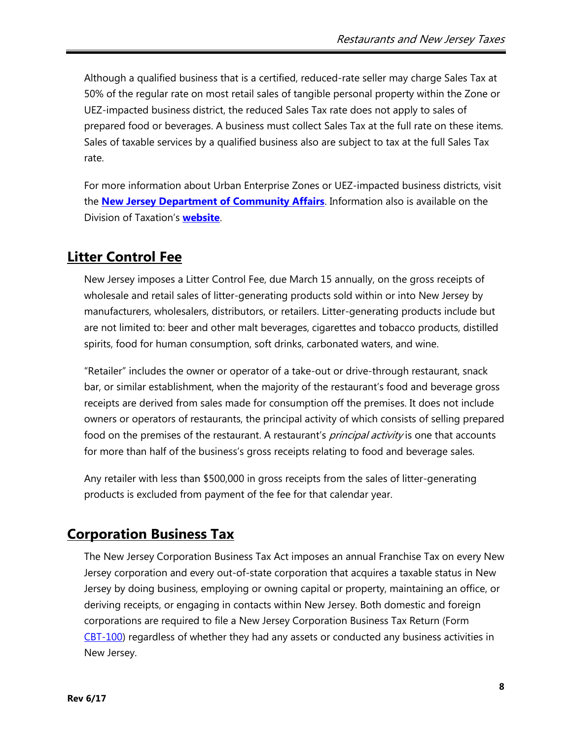Although a qualified business that is a certified, reduced-rate seller may charge Sales Tax at 50% of the regular rate on most retail sales of tangible personal property within the Zone or UEZ-impacted business district, the reduced Sales Tax rate does not apply to sales of prepared food or beverages. A business must collect Sales Tax at the full rate on these items. Sales of taxable services by a qualified business also are subject to tax at the full Sales Tax rate.

For more information about Urban Enterprise Zones or UEZ-impacted business districts, visit the **New Jersey Department of Community Affairs**. Information also is available on the Division of Taxation's **website**.

## Litter Control Fee

New Jersey imposes a Litter Control Fee, due March 15 annually, on the gross receipts of wholesale and retail sales of litter-generating products sold within or into New Jersey by manufacturers, wholesalers, distributors, or retailers. Litter-generating products include but are not limited to: beer and other malt beverages, cigarettes and tobacco products, distilled spirits, food for human consumption, soft drinks, carbonated waters, and wine.

"Retailer" includes the owner or operator of a take-out or drive-through restaurant, snack bar, or similar establishment, when the majority of the restaurant's food and beverage gross receipts are derived from sales made for consumption off the premises. It does not include owners or operators of restaurants, the principal activity of which consists of selling prepared food on the premises of the restaurant. A restaurant's *principal activity* is one that accounts for more than half of the business's gross receipts relating to food and beverage sales.

Any retailer with less than $500,000 in gross receipts from the sales of litter-generating products is excluded from payment of the fee for that calendar year.

## Corporation Business Tax

The New Jersey Corporation Business Tax Act imposes an annual Franchise Tax on every New Jersey corporation and every out-of-state corporation that acquires a taxable status in New Jersey by doing business, employing or owning capital or property, maintaining an office, or deriving receipts, or engaging in contacts within New Jersey. Both domestic and foreign corporations are required to file a New Jersey Corporation Business Tax Return (Form CBT-100) regardless of whether they had any assets or conducted any business activities in New Jersey.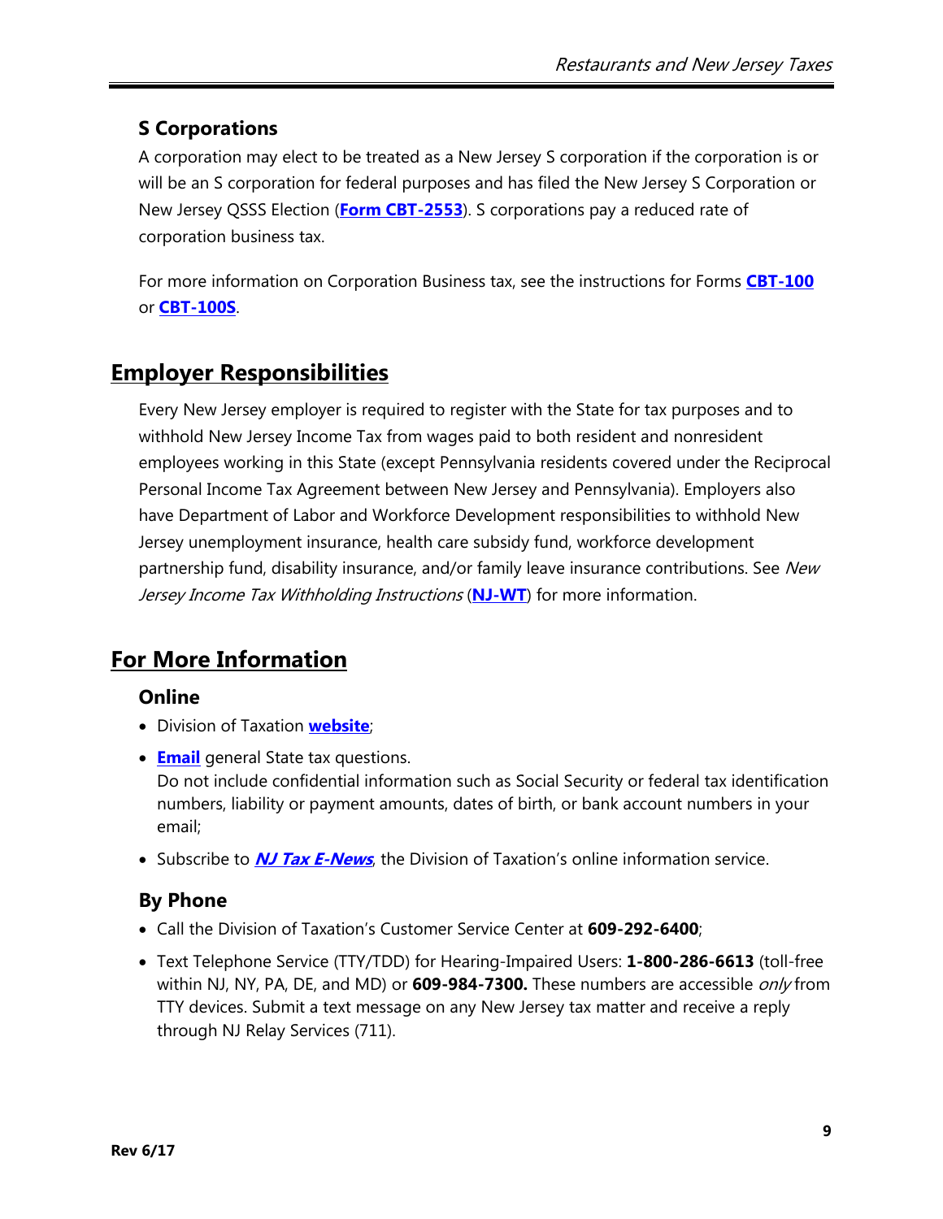### S Corporations

A corporation may elect to be treated as a New Jersey S corporation if the corporation is or will be an S corporation for federal purposes and has filed the New Jersey S Corporation or New Jersey QSSS Election (**Form CBT-2553**). S corporations pay a reduced rate of corporation business tax.

For more information on Corporation Business tax, see the instructions for Forms **CBT-100** or **CBT-100S**.

## Employer Responsibilities

Every New Jersey employer is required to register with the State for tax purposes and to withhold New Jersey Income Tax from wages paid to both resident and nonresident employees working in this State (except Pennsylvania residents covered under the Reciprocal Personal Income Tax Agreement between New Jersey and Pennsylvania). Employers also have Department of Labor and Workforce Development responsibilities to withhold New Jersey unemployment insurance, health care subsidy fund, workforce development partnership fund, disability insurance, and/or family leave insurance contributions. See *New Jersey Income Tax Withholding Instructions* (**NJ-WT**) for more information.

## For More Information

### Online

- Division of Taxation **website**;
- **Email** general State tax questions. Do not include confidential information such as Social Security or federal tax identification numbers, liability or payment amounts, dates of birth, or bank account numbers in your email;
- Subscribe to ***NJ Tax E-News***, the Division of Taxation's online information service.

### By Phone

- Call the Division of Taxation's Customer Service Center at **609-292-6400**;
- Text Telephone Service (TTY/TDD) for Hearing-Impaired Users: **1-800-286-6613** (toll-free within NJ, NY, PA, DE, and MD) or **609-984-7300.** These numbers are accessible *only* from TTY devices. Submit a text message on any New Jersey tax matter and receive a reply through NJ Relay Services (711).

Rev 6/17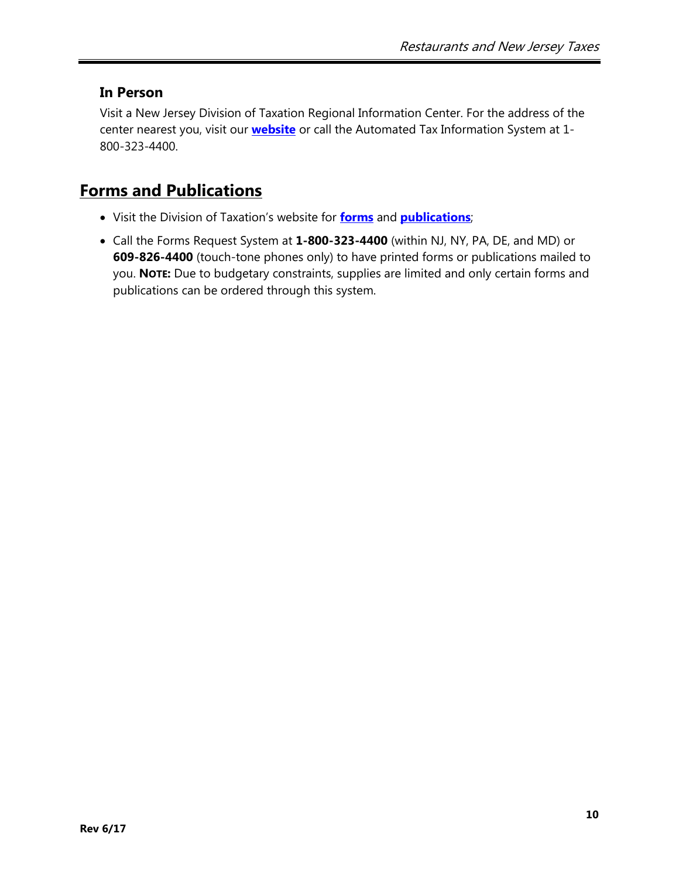### In Person

Visit a New Jersey Division of Taxation Regional Information Center. For the address of the center nearest you, visit our **website** or call the Automated Tax Information System at 1-800-323-4400.

## Forms and Publications

- Visit the Division of Taxation's website for **forms** and **publications**;
- Call the Forms Request System at **1-800-323-4400** (within NJ, NY, PA, DE, and MD) or **609-826-4400** (touch-tone phones only) to have printed forms or publications mailed to you. **NOTE:** Due to budgetary constraints, supplies are limited and only certain forms and publications can be ordered through this system.

**Rev 6/17**